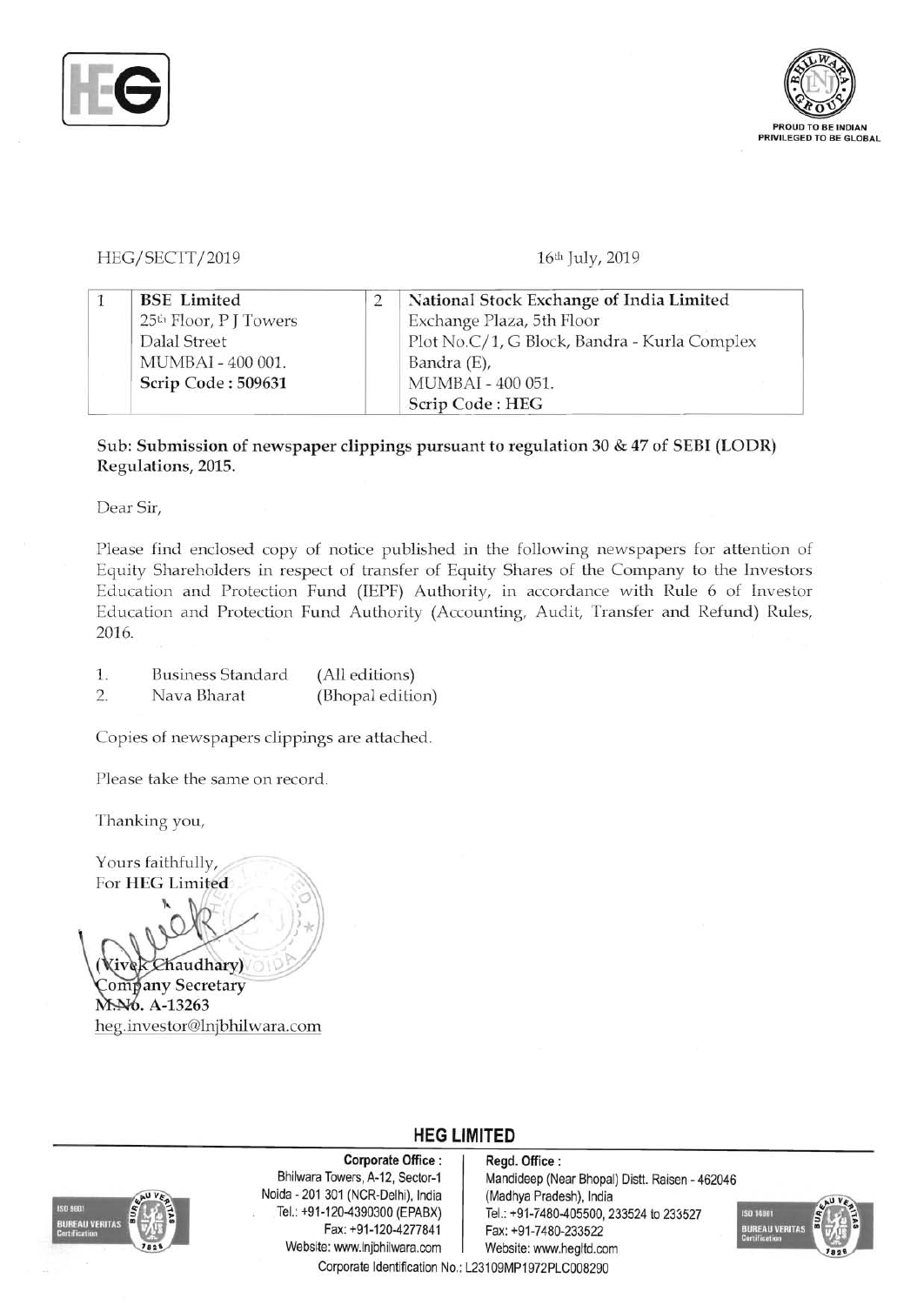HEG/SECTT/2019

16th July, 2019

| 1 | **BSE Limited**<br>25th Floor, P J Towers<br>Dalal Street<br>MUMBAI - 400 001.<br>**Scrip Code : 509631** | 2 | **National Stock Exchange of India Limited**<br>Exchange Plaza, 5th Floor<br>Plot No.C/1, G Block, Bandra - Kurla Complex<br>Bandra (E),<br>MUMBAI - 400 051.<br>**Scrip Code : HEG** |
|---|---|---|---|

Sub: **Submission of newspaper clippings pursuant to regulation 30 & 47 of SEBI (LODR) Regulations, 2015.**

Dear Sir,

Please find enclosed copy of notice published in the following newspapers for attention of Equity Shareholders in respect of transfer of Equity Shares of the Company to the Investors Education and Protection Fund (IEPF) Authority, in accordance with Rule 6 of Investor Education and Protection Fund Authority (Accounting, Audit, Transfer and Refund) Rules, 2016.

1. Business Standard (All editions)
2. Nava Bharat (Bhopal edition)

Copies of newspapers clippings are attached.

Please take the same on record.

Thanking you,

Yours faithfully,
For **HEG Limited**

**(Vivek Chaudhary)**
**Company Secretary**
**M.No. A-13263**
heg.investor@lnjbhilwara.com

## HEG LIMITED

**Corporate Office :**
Bhilwara Towers, A-12, Sector-1
Noida - 201 301 (NCR-Delhi), India
Tel.: +91-120-4390300 (EPABX)
Fax: +91-120-4277841
Website: www.lnjbhilwara.com

**Regd. Office :**
Mandideep (Near Bhopal) Distt. Raisen - 462046
(Madhya Pradesh), India
Tel.: +91-7480-405500, 233524 to 233527
Fax: +91-7480-233522
Website: www.hegltd.com

Corporate Identification No.: L23109MP1972PLC008290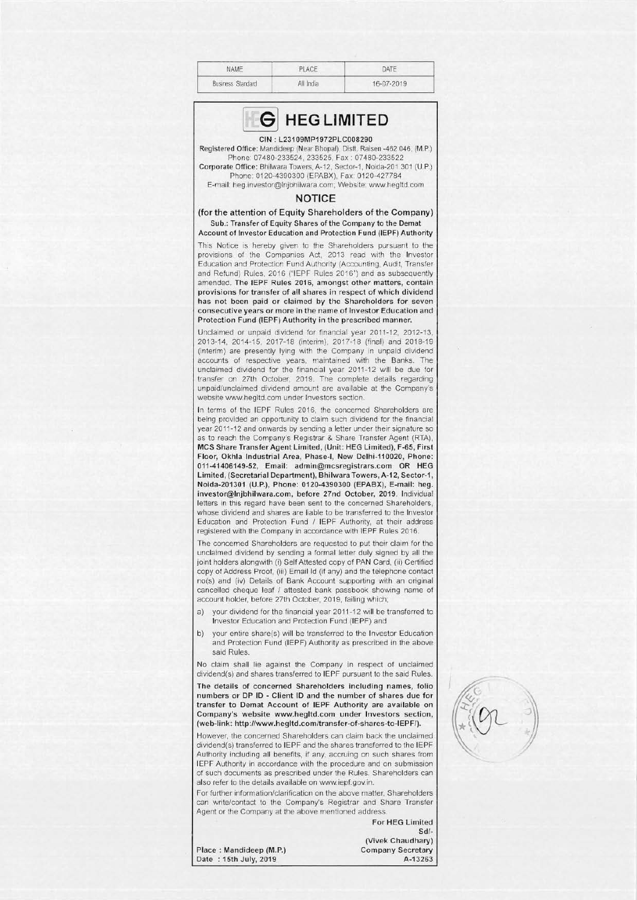| NAME | PLACE | DATE |
|---|---|---|
| Business Standard | All India | 16-07-2019 |

# HEG LIMITED

**CIN : L23109MP1972PLC008290**

Registered Office: Mandideep (Near Bhopal), Distt. Raisen -462 046, (M.P.)
Phone: 07480-233524, 233525, Fax : 07480-233522
Corporate Office: Bhilwara Towers, A-12, Sector-1, Noida-201 301 (U.P.)
Phone: 0120-4390300 (EPABX), Fax: 0120-427784
E-mail: heg.investor@lnjbhilwara.com; Website: www.hegltd.com

## NOTICE

**(for the attention of Equity Shareholders of the Company)**

**Sub.: Transfer of Equity Shares of the Company to the Demat Account of Investor Education and Protection Fund (IEPF) Authority**

This Notice is hereby given to the Shareholders pursuant to the provisions of the Companies Act, 2013 read with the Investor Education and Protection Fund Authority (Accounting, Audit, Transfer and Refund) Rules, 2016 ("IEPF Rules 2016") and as subsequently amended. **The IEPF Rules 2016, amongst other matters, contain provisions for transfer of all shares in respect of which dividend has not been paid or claimed by the Shareholders for seven consecutive years or more in the name of Investor Education and Protection Fund (IEPF) Authority in the prescribed manner.**

Unclaimed or unpaid dividend for financial year 2011-12, 2012-13, 2013-14, 2014-15, 2017-18 (interim), 2017-18 (final) and 2018-19 (interim) are presently lying with the Company in unpaid dividend accounts of respective years, maintained with the Banks. The unclaimed dividend for the financial year 2011-12 will be due for transfer on 27th October, 2019. The complete details regarding unpaid/unclaimed dividend amount are available at the Company's website www.hegltd.com under Investors section.

In terms of the IEPF Rules 2016, the concerned Shareholders are being provided an opportunity to claim such dividend for the financial year 2011-12 and onwards by sending a letter under their signature so as to reach the Company's Registrar & Share Transfer Agent (RTA), **MCS Share Transfer Agent Limited, (Unit: HEG Limited), F-65, First Floor, Okhla Industrial Area, Phase-I, New Delhi-110020, Phone: 011-41406149-52, Email: admin@mcsregistrars.com OR HEG Limited, (Secretarial Department), Bhilwara Towers, A-12, Sector-1, Noida-201301 (U.P.), Phone: 0120-4390300 (EPABX), E-mail: heg.investor@lnjbhilwara.com, before 27nd October, 2019.** Individual letters in this regard have been sent to the concerned Shareholders, whose dividend and shares are liable to be transferred to the Investor Education and Protection Fund / IEPF Authority, at their address registered with the Company in accordance with IEPF Rules 2016.

The concerned Shareholders are requested to put their claim for the unclaimed dividend by sending a formal letter duly signed by all the joint holders alongwith (i) Self Attested copy of PAN Card, (ii) Certified copy of Address Proof, (iii) Email Id (if any) and the telephone contact no(s) and (iv) Details of Bank Account supporting with an original cancelled cheque leaf / attested bank passbook showing name of account holder, before 27th October, 2019, failing which;

a) your dividend for the financial year 2011-12 will be transferred to Investor Education and Protection Fund (IEPF) and

b) your entire share(s) will be transferred to the Investor Education and Protection Fund (IEPF) Authority as prescribed in the above said Rules.

No claim shall lie against the Company in respect of unclaimed dividend(s) and shares transferred to IEPF pursuant to the said Rules.

**The details of concerned Shareholders including names, folio numbers or DP ID - Client ID and the number of shares due for transfer to Demat Account of IEPF Authority are available on Company's website www.hegltd.com under Investors section, (web-link: http://www.hegltd.com/transfer-of-shares-to-IEPF/).**

However, the concerned Shareholders can claim back the unclaimed dividend(s) transferred to IEPF and the shares transferred to the IEPF Authority including all benefits, if any, accruing on such shares from IEPF Authority in accordance with the procedure and on submission of such documents as prescribed under the Rules. Shareholders can also refer to the details available on www.iepf.gov.in.

For further information/clarification on the above matter, Shareholders can write/contact to the Company's Registrar and Share Transfer Agent or the Company at the above mentioned address.

**For HEG Limited**
**Sd/-**
**(Vivek Chaudhary)**
**Company Secretary**
**A-13263**

**Place : Mandideep (M.P.)**
**Date : 15th July, 2019**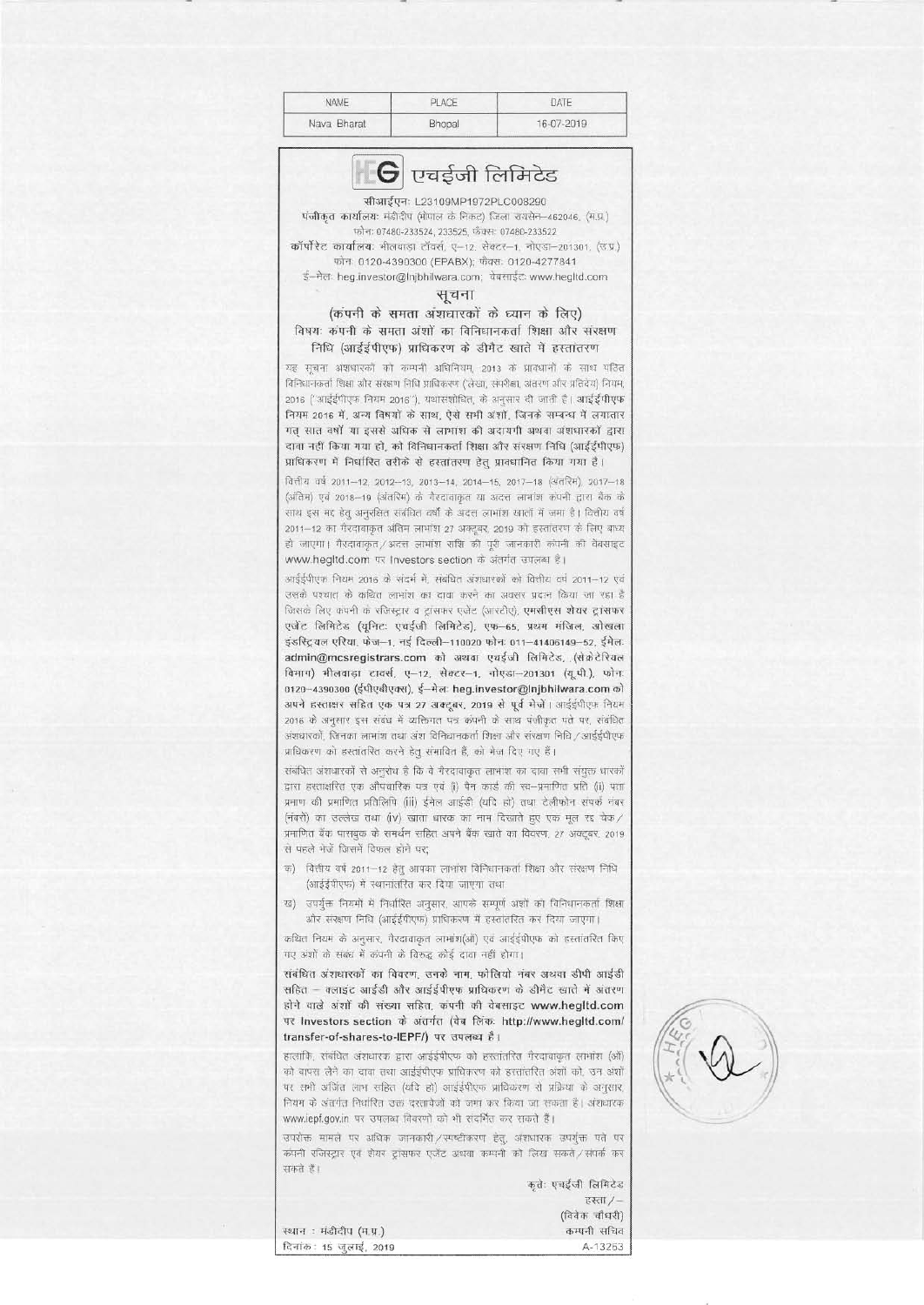| NAME | PLACE | DATE |
| --- | --- | --- |
| Nava Bharat | Bhopal | 16-07-2019 |

# एचईजी लिमिटेड

सीआईएन: L23109MP1972PLC008290

पंजीकृत कार्यालयः मंडीदीप (भोपाल के निकट) जिला रायसेन–462046, (म.प्र.)
फोन: 07480-233524, 233525, फैक्स: 07480-233522

कॉर्पोरेट कार्यालयः भीलवाड़ा टॉवर्स, ए–12, सेक्टर–1, नोएडा–201301, (उ.प्र.)
फोन: 0120-4390300 (EPABX); फैक्स: 0120-4277841

ई–मेलः heg.investor@lnjbhilwara.com; वेबसाइटः www.hegltd.com

## सूचना

### (कंपनी के समता अंशधारकों के ध्यान के लिए)

### विषयः कंपनी के समता अंशों का विनिधानकर्ता शिक्षा और संरक्षण निधि (आईईपीएफ) प्राधिकरण के डीमैट खाते में हस्तांतरण

यह सूचना अंशधारकों को कम्पनी अधिनियम, 2013 के प्रावधानों के साथ पठित विनिधानकर्ता शिक्षा और संरक्षण निधि प्राधिकरण (लेखा, संपरीक्षा, अंतरण और प्रतिदाय) नियम, 2016 ("आईईपीएफ नियम 2016"), यथासंशोधित, के अनुसार दी जाती है। आईईपीएफ नियम 2016 में, अन्य विषयों के साथ, ऐसे सभी अंशों, जिनके सम्बन्ध में लगातार गत सात वर्षों या इससे अधिक से लाभांश की अदायगी अथवा अंशधारकों द्वारा दावा नहीं किया गया हो, को विनिधानकर्ता शिक्षा और संरक्षण निधि (आईईपीएफ) प्राधिकरण में निर्धारित तरीके से हस्तांतरण हेतु प्रावधानित किया गया है।

वित्तीय वर्ष 2011–12, 2012–13, 2013–14, 2014–15, 2017–18 (अंतरिम), 2017–18 (अंतिम) एवं 2018–19 (अंतरिम) के गैरदावाकृत या अदत्त लाभांश कंपनी द्वारा बैंक के साथ इस मद हेतु अनुरक्षित संबंधित वर्षों के अदत्त लाभांश खातों में जमा है। वित्तीय वर्ष 2011–12 का गैरदावाकृत अंतिम लाभांश 27 अक्टूबर, 2019 को हस्तांतरण के लिए बाध्य हो जाएगा। गैरदावाकृत/अदत्त लाभांश राशि की पूरी जानकारी कंपनी की वेबसाइट www.hegltd.com पर Investors section के अंतर्गत उपलब्ध है।

आईईपीएफ नियम 2016 के संदर्भ में, संबंधित अंशधारकों को वित्तीय वर्ष 2011–12 एवं उसके पश्चात के कथित लाभांश का दावा करने का अवसर प्रदान किया जा रहा है जिसके लिए कंपनी के रजिस्ट्रार व ट्रांसफर एजेंट (आरटीए), **एमसीएस शेयर ट्रांसफर एजेंट लिमिटेड (यूनिटः एचईजी लिमिटेड), एफ–65, प्रथम मंजिल, ओखला इंडस्ट्रियल एरिया, फेज–1, नई दिल्ली–110020** फोनः 011–41406149–52, ईमेलः **admin@mcsregistrars.com** को अथवा एचईजी लिमिटेड, (सेक्रेटेरियल विभाग) भीलवाड़ा टावर्स, ए–12, सेक्टर–1, नोएडा–201301 (यू.पी.), फोनः 0120–4390300 (ईपीएबीएक्स), ई–मेलः **heg.investor@lnjbhilwara.com** को अपने हस्ताक्षर सहित एक पत्र **27 अक्टूबर, 2019** से पूर्व भेजें। आईईपीएफ नियम 2016 के अनुसार इस संबंध में व्यक्तिगत पत्र कंपनी के साथ पंजीकृत पते पर, संबंधित अंशधारकों, जिनका लाभांश तथा अंश विनिधानकर्ता शिक्षा और संरक्षण निधि/आईईपीएफ प्राधिकरण को हस्तांतरित करने हेतु संभावित हैं, को भेज दिए गए हैं।

संबंधित अंशधारकों से अनुरोध है कि वे गैरदावाकृत लाभांश का दावा सभी संयुक्त धारकों द्वारा हस्ताक्षरित एक औपचारिक पत्र एवं (i) पैन कार्ड की स्व–प्रमाणित प्रति (ii) पता प्रमाण की प्रमाणित प्रतिलिपि (iii) ईमेल आईडी (यदि हो) तथा टेलीफोन संपर्क नंबर (नंबरों) का उल्लेख तथा (iv) खाता धारक का नाम दिखाते हुए एक मूल रद्द चेक/प्रमाणित बैंक पासबुक के समर्थन सहित अपने बैंक खाते का विवरण, 27 अक्टूबर, 2019 से पहले भेजें जिसमें विफल होने पर;

क) वित्तीय वर्ष 2011–12 हेतु आपका लाभांश विनिधानकर्ता शिक्षा और संरक्षण निधि (आईईपीएफ) में स्थानांतरित कर दिया जाएगा तथा

ख) उपर्युक्त नियमों में निर्धारित अनुसार, आपके सम्पूर्ण अंशों को विनिधानकर्ता शिक्षा और संरक्षण निधि (आईईपीएफ) प्राधिकरण में हस्तांतरित कर दिया जाएगा।

कथित नियम के अनुसार, गैरदावाकृत लाभांश(ओं) एवं आईईपीएफ को हस्तांतरित किए गए अंशों के संबंध में कंपनी के विरुद्ध कोई दावा नहीं होगा।

**संबंधित अंशधारकों का विवरण, उनके नाम, फोलियो नंबर अथवा डीपी आईडी सहित – क्लाइंट आईडी और आईईपीएफ प्राधिकरण के डीमैट खाते में अंतरण होने वाले अंशों की संख्या सहित, कंपनी की वेबसाइट www.hegltd.com पर Investors section के अंतर्गत (वेब लिंक: http://www.hegltd.com/transfer-of-shares-to-IEPF/) पर उपलब्ध है।**

हालांकि, संबंधित अंशधारक द्वारा आईईपीएफ को हस्तांतरित गैरदावाकृत लाभांश (ओं) को वापस लेने का दावा तथा आईईपीएफ प्राधिकरण को हस्तांतरित अंशों को, उन अंशों पर सभी अर्जित लाभ सहित (यदि हो) आईईपीएफ प्राधिकरण से प्रक्रिया के अनुसार, नियम के अंतर्गत निर्धारित उक्त दस्तावेजों को जमा कर किया जा सकता है। अंशधारक www.iepf.gov.in पर उपलब्ध विवरणों को भी संदर्भित कर सकते हैं।

उपरोक्त मामले पर अधिक जानकारी/स्पष्टीकरण हेतु, अंशधारक उपर्युक्त पते पर कंपनी रजिस्ट्रार एवं शेयर ट्रांसफर एजेंट अथवा कम्पनी को लिख सकते/संपर्क कर सकते हैं।

कृतेः एचईजी लिमिटेड
हस्ता/–
(विवेक चौधरी)
कम्पनी सचिव
A-13263

स्थान : मंडीदीप (म.प्र.)
दिनांक : 15 जुलाई, 2019